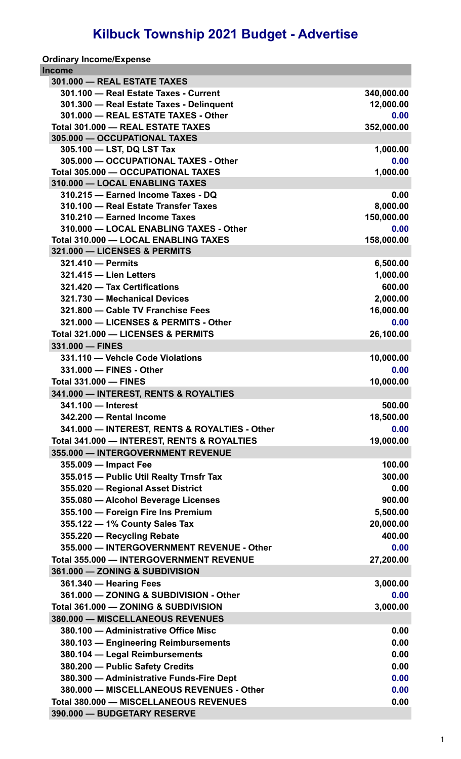# Kilbuck Township 2021 Budget - Advertise

| Ordinary Income/Expense | |
|---|---|
| **Income** | |
| 301.000 — REAL ESTATE TAXES | |
| 301.100 — Real Estate Taxes - Current | 340,000.00 |
| 301.300 — Real Estate Taxes - Delinquent | 12,000.00 |
| 301.000 — REAL ESTATE TAXES - Other | 0.00 |
| Total 301.000 — REAL ESTATE TAXES | 352,000.00 |
| 305.000 — OCCUPATIONAL TAXES | |
| 305.100 — LST, DQ LST Tax | 1,000.00 |
| 305.000 — OCCUPATIONAL TAXES - Other | 0.00 |
| Total 305.000 — OCCUPATIONAL TAXES | 1,000.00 |
| 310.000 — LOCAL ENABLING TAXES | |
| 310.215 — Earned Income Taxes - DQ | 0.00 |
| 310.100 — Real Estate Transfer Taxes | 8,000.00 |
| 310.210 — Earned Income Taxes | 150,000.00 |
| 310.000 — LOCAL ENABLING TAXES - Other | 0.00 |
| Total 310.000 — LOCAL ENABLING TAXES | 158,000.00 |
| 321.000 — LICENSES & PERMITS | |
| 321.410 — Permits | 6,500.00 |
| 321.415 — Lien Letters | 1,000.00 |
| 321.420 — Tax Certifications | 600.00 |
| 321.730 — Mechanical Devices | 2,000.00 |
| 321.800 — Cable TV Franchise Fees | 16,000.00 |
| 321.000 — LICENSES & PERMITS - Other | 0.00 |
| Total 321.000 — LICENSES & PERMITS | 26,100.00 |
| 331.000 — FINES | |
| 331.110 — Vehcle Code Violations | 10,000.00 |
| 331.000 — FINES - Other | 0.00 |
| Total 331.000 — FINES | 10,000.00 |
| 341.000 — INTEREST, RENTS & ROYALTIES | |
| 341.100 — Interest | 500.00 |
| 342.200 — Rental Income | 18,500.00 |
| 341.000 — INTEREST, RENTS & ROYALTIES - Other | 0.00 |
| Total 341.000 — INTEREST, RENTS & ROYALTIES | 19,000.00 |
| 355.000 — INTERGOVERNMENT REVENUE | |
| 355.009 — Impact Fee | 100.00 |
| 355.015 — Public Util Realty Trnsfr Tax | 300.00 |
| 355.020 — Regional Asset District | 0.00 |
| 355.080 — Alcohol Beverage Licenses | 900.00 |
| 355.100 — Foreign Fire Ins Premium | 5,500.00 |
| 355.122 — 1% County Sales Tax | 20,000.00 |
| 355.220 — Recycling Rebate | 400.00 |
| 355.000 — INTERGOVERNMENT REVENUE - Other | 0.00 |
| Total 355.000 — INTERGOVERNMENT REVENUE | 27,200.00 |
| 361.000 — ZONING & SUBDIVISION | |
| 361.340 — Hearing Fees | 3,000.00 |
| 361.000 — ZONING & SUBDIVISION - Other | 0.00 |
| Total 361.000 — ZONING & SUBDIVISION | 3,000.00 |
| 380.000 — MISCELLANEOUS REVENUES | |
| 380.100 — Administrative Office Misc | 0.00 |
| 380.103 — Engineering Reimbursements | 0.00 |
| 380.104 — Legal Reimbursements | 0.00 |
| 380.200 — Public Safety Credits | 0.00 |
| 380.300 — Administrative Funds-Fire Dept | 0.00 |
| 380.000 — MISCELLANEOUS REVENUES - Other | 0.00 |
| Total 380.000 — MISCELLANEOUS REVENUES | 0.00 |
| 390.000 — BUDGETARY RESERVE | |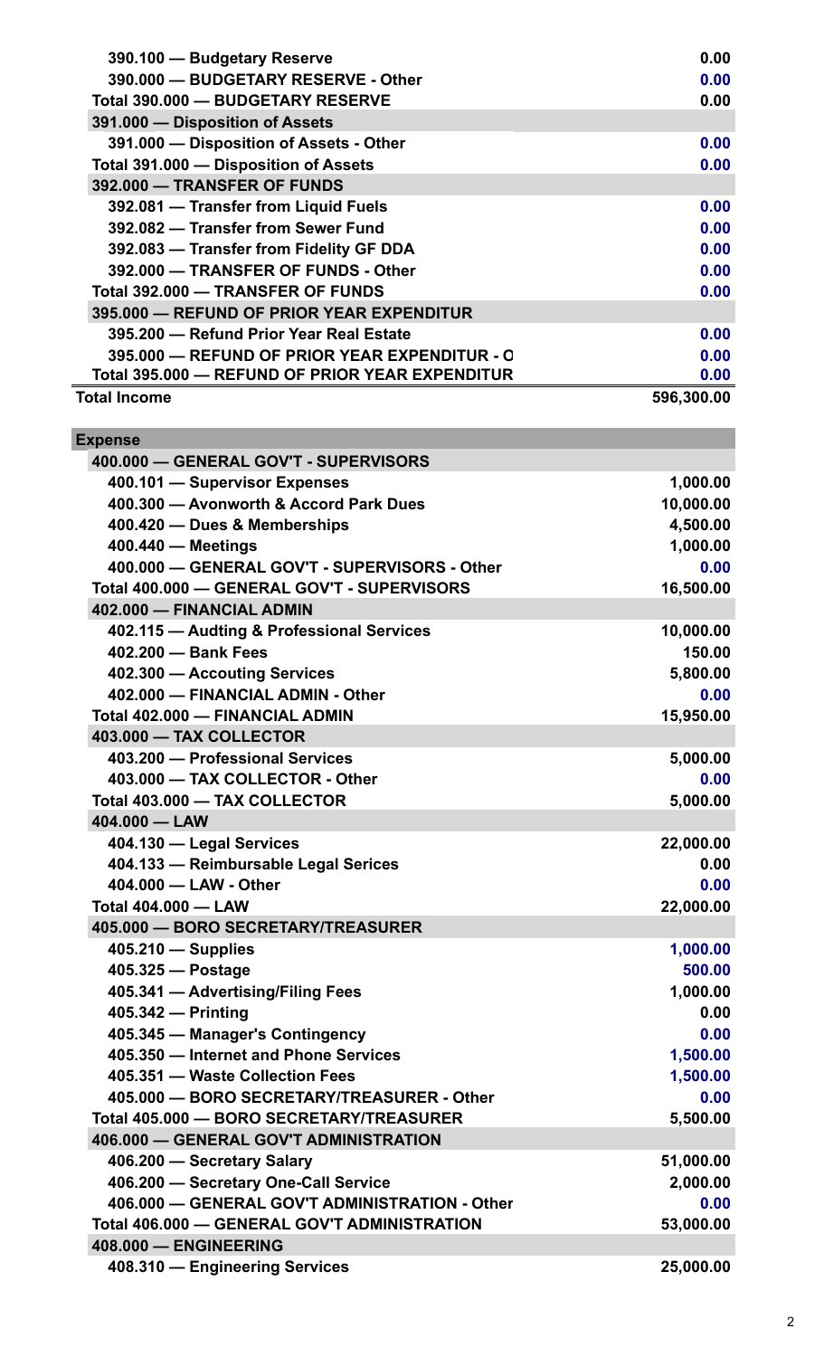| | |
|---|---|
| 390.100 — Budgetary Reserve | 0.00 |
| 390.000 — BUDGETARY RESERVE - Other | 0.00 |
| Total 390.000 — BUDGETARY RESERVE | 0.00 |
| 391.000 — Disposition of Assets | |
| 391.000 — Disposition of Assets - Other | 0.00 |
| Total 391.000 — Disposition of Assets | 0.00 |
| 392.000 — TRANSFER OF FUNDS | |
| 392.081 — Transfer from Liquid Fuels | 0.00 |
| 392.082 — Transfer from Sewer Fund | 0.00 |
| 392.083 — Transfer from Fidelity GF DDA | 0.00 |
| 392.000 — TRANSFER OF FUNDS - Other | 0.00 |
| Total 392.000 — TRANSFER OF FUNDS | 0.00 |
| 395.000 — REFUND OF PRIOR YEAR EXPENDITUR | |
| 395.200 — Refund Prior Year Real Estate | 0.00 |
| 395.000 — REFUND OF PRIOR YEAR EXPENDITUR - O | 0.00 |
| Total 395.000 — REFUND OF PRIOR YEAR EXPENDITUR | 0.00 |
| **Total Income** | **596,300.00** |

| **Expense** | |
|---|---|
| 400.000 — GENERAL GOV'T - SUPERVISORS | |
| 400.101 — Supervisor Expenses | 1,000.00 |
| 400.300 — Avonworth & Accord Park Dues | 10,000.00 |
| 400.420 — Dues & Memberships | 4,500.00 |
| 400.440 — Meetings | 1,000.00 |
| 400.000 — GENERAL GOV'T - SUPERVISORS - Other | 0.00 |
| Total 400.000 — GENERAL GOV'T - SUPERVISORS | 16,500.00 |
| 402.000 — FINANCIAL ADMIN | |
| 402.115 — Audting & Professional Services | 10,000.00 |
| 402.200 — Bank Fees | 150.00 |
| 402.300 — Accouting Services | 5,800.00 |
| 402.000 — FINANCIAL ADMIN - Other | 0.00 |
| Total 402.000 — FINANCIAL ADMIN | 15,950.00 |
| 403.000 — TAX COLLECTOR | |
| 403.200 — Professional Services | 5,000.00 |
| 403.000 — TAX COLLECTOR - Other | 0.00 |
| Total 403.000 — TAX COLLECTOR | 5,000.00 |
| 404.000 — LAW | |
| 404.130 — Legal Services | 22,000.00 |
| 404.133 — Reimbursable Legal Serices | 0.00 |
| 404.000 — LAW - Other | 0.00 |
| Total 404.000 — LAW | 22,000.00 |
| 405.000 — BORO SECRETARY/TREASURER | |
| 405.210 — Supplies | 1,000.00 |
| 405.325 — Postage | 500.00 |
| 405.341 — Advertising/Filing Fees | 1,000.00 |
| 405.342 — Printing | 0.00 |
| 405.345 — Manager's Contingency | 0.00 |
| 405.350 — Internet and Phone Services | 1,500.00 |
| 405.351 — Waste Collection Fees | 1,500.00 |
| 405.000 — BORO SECRETARY/TREASURER - Other | 0.00 |
| Total 405.000 — BORO SECRETARY/TREASURER | 5,500.00 |
| 406.000 — GENERAL GOV'T ADMINISTRATION | |
| 406.200 — Secretary Salary | 51,000.00 |
| 406.200 — Secretary One-Call Service | 2,000.00 |
| 406.000 — GENERAL GOV'T ADMINISTRATION - Other | 0.00 |
| Total 406.000 — GENERAL GOV'T ADMINISTRATION | 53,000.00 |
| 408.000 — ENGINEERING | |
| 408.310 — Engineering Services | 25,000.00 |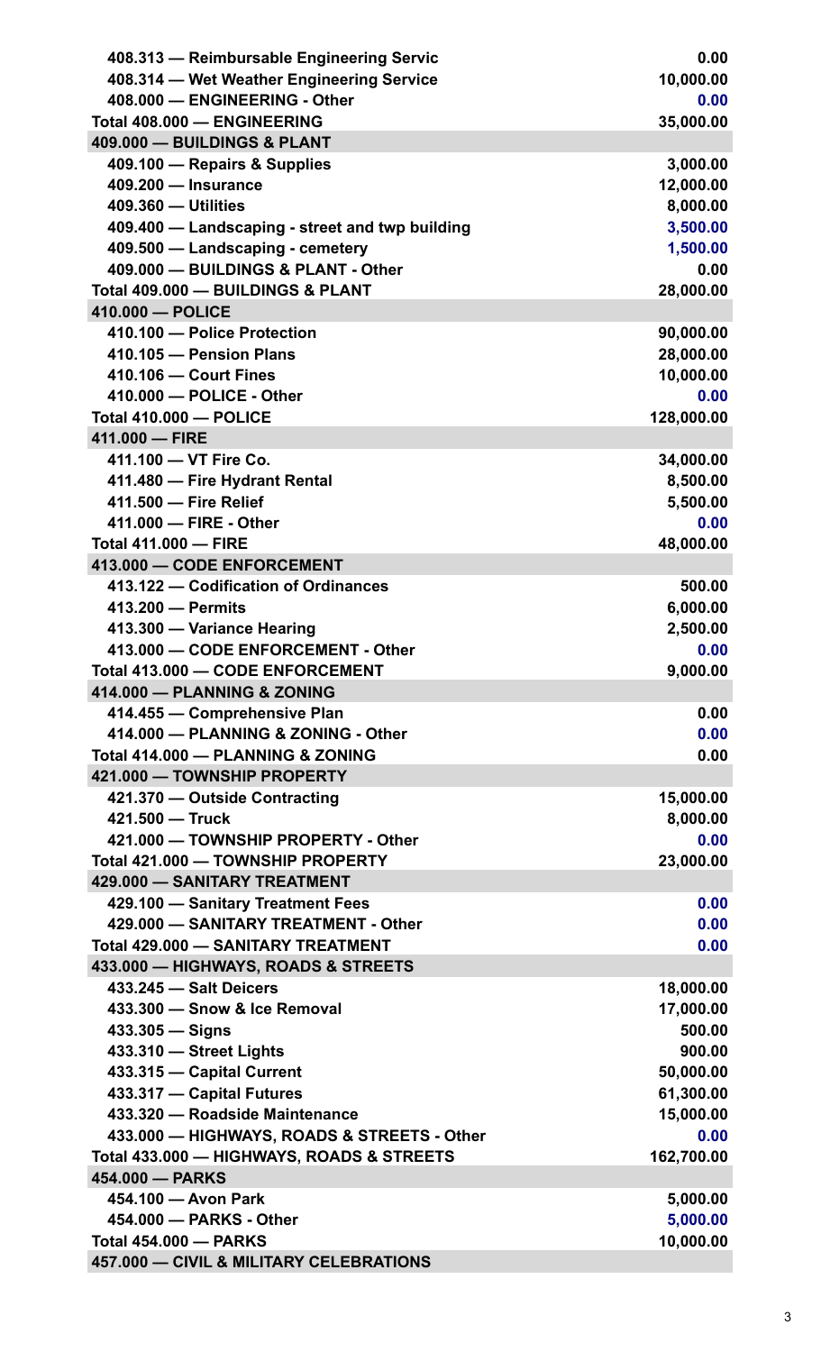| | |
|---|---|
| 408.313 — Reimbursable Engineering Servic | 0.00 |
| 408.314 — Wet Weather Engineering Service | 10,000.00 |
| 408.000 — ENGINEERING - Other | 0.00 |
| **Total 408.000 — ENGINEERING** | **35,000.00** |
| **409.000 — BUILDINGS & PLANT** | |
| 409.100 — Repairs & Supplies | 3,000.00 |
| 409.200 — Insurance | 12,000.00 |
| 409.360 — Utilities | 8,000.00 |
| 409.400 — Landscaping - street and twp building | 3,500.00 |
| 409.500 — Landscaping - cemetery | 1,500.00 |
| 409.000 — BUILDINGS & PLANT - Other | 0.00 |
| **Total 409.000 — BUILDINGS & PLANT** | **28,000.00** |
| **410.000 — POLICE** | |
| 410.100 — Police Protection | 90,000.00 |
| 410.105 — Pension Plans | 28,000.00 |
| 410.106 — Court Fines | 10,000.00 |
| 410.000 — POLICE - Other | 0.00 |
| **Total 410.000 — POLICE** | **128,000.00** |
| **411.000 — FIRE** | |
| 411.100 — VT Fire Co. | 34,000.00 |
| 411.480 — Fire Hydrant Rental | 8,500.00 |
| 411.500 — Fire Relief | 5,500.00 |
| 411.000 — FIRE - Other | 0.00 |
| **Total 411.000 — FIRE** | **48,000.00** |
| **413.000 — CODE ENFORCEMENT** | |
| 413.122 — Codification of Ordinances | 500.00 |
| 413.200 — Permits | 6,000.00 |
| 413.300 — Variance Hearing | 2,500.00 |
| 413.000 — CODE ENFORCEMENT - Other | 0.00 |
| **Total 413.000 — CODE ENFORCEMENT** | **9,000.00** |
| **414.000 — PLANNING & ZONING** | |
| 414.455 — Comprehensive Plan | 0.00 |
| 414.000 — PLANNING & ZONING - Other | 0.00 |
| **Total 414.000 — PLANNING & ZONING** | **0.00** |
| **421.000 — TOWNSHIP PROPERTY** | |
| 421.370 — Outside Contracting | 15,000.00 |
| 421.500 — Truck | 8,000.00 |
| 421.000 — TOWNSHIP PROPERTY - Other | 0.00 |
| **Total 421.000 — TOWNSHIP PROPERTY** | **23,000.00** |
| **429.000 — SANITARY TREATMENT** | |
| 429.100 — Sanitary Treatment Fees | 0.00 |
| 429.000 — SANITARY TREATMENT - Other | 0.00 |
| **Total 429.000 — SANITARY TREATMENT** | **0.00** |
| **433.000 — HIGHWAYS, ROADS & STREETS** | |
| 433.245 — Salt Deicers | 18,000.00 |
| 433.300 — Snow & Ice Removal | 17,000.00 |
| 433.305 — Signs | 500.00 |
| 433.310 — Street Lights | 900.00 |
| 433.315 — Capital Current | 50,000.00 |
| 433.317 — Capital Futures | 61,300.00 |
| 433.320 — Roadside Maintenance | 15,000.00 |
| 433.000 — HIGHWAYS, ROADS & STREETS - Other | 0.00 |
| **Total 433.000 — HIGHWAYS, ROADS & STREETS** | **162,700.00** |
| **454.000 — PARKS** | |
| 454.100 — Avon Park | 5,000.00 |
| 454.000 — PARKS - Other | 5,000.00 |
| **Total 454.000 — PARKS** | **10,000.00** |
| **457.000 — CIVIL & MILITARY CELEBRATIONS** | |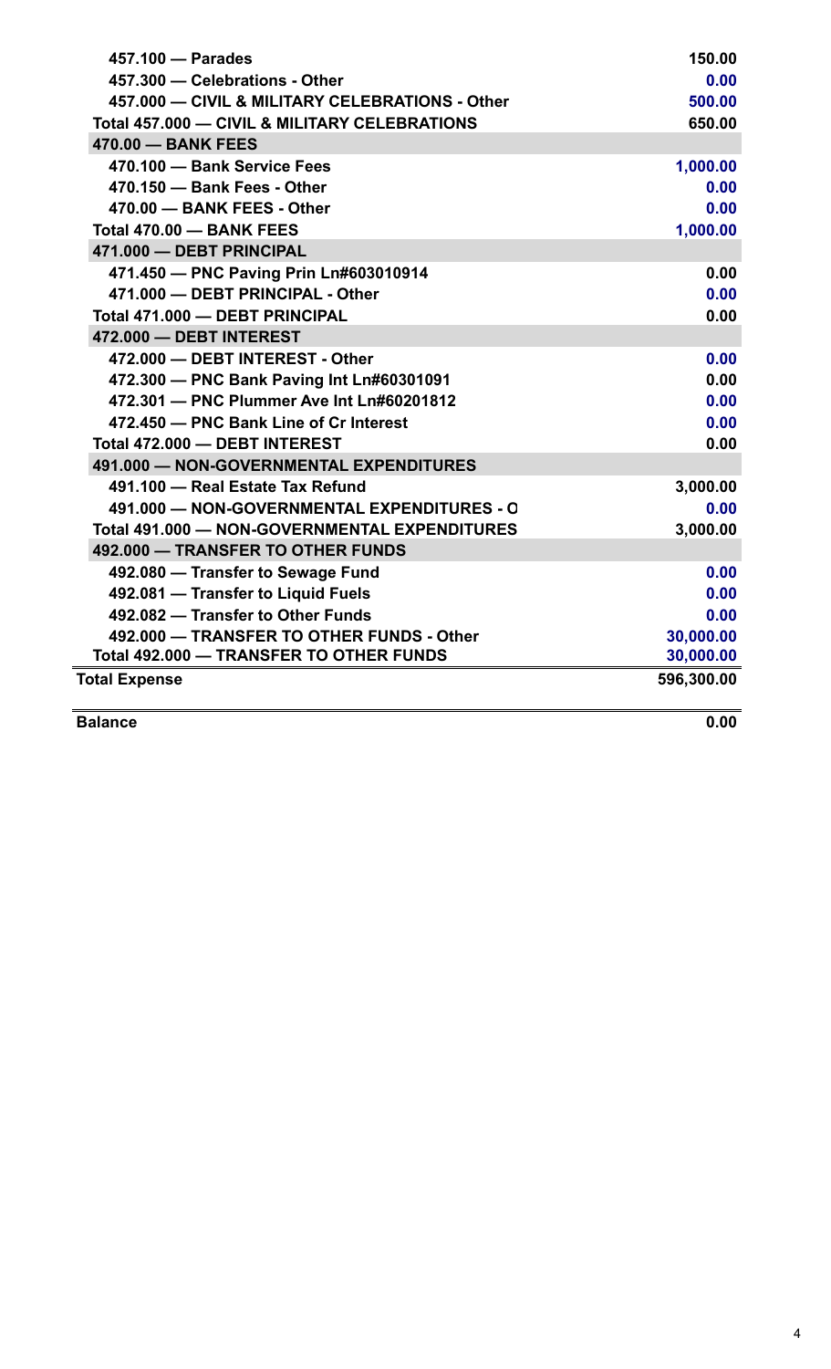| | |
|---|---|
| 457.100 — Parades | 150.00 |
| 457.300 — Celebrations - Other | 0.00 |
| 457.000 — CIVIL & MILITARY CELEBRATIONS - Other | 500.00 |
| **Total 457.000 — CIVIL & MILITARY CELEBRATIONS** | **650.00** |
| **470.00 — BANK FEES** | |
| 470.100 — Bank Service Fees | 1,000.00 |
| 470.150 — Bank Fees - Other | 0.00 |
| 470.00 — BANK FEES - Other | 0.00 |
| **Total 470.00 — BANK FEES** | **1,000.00** |
| **471.000 — DEBT PRINCIPAL** | |
| 471.450 — PNC Paving Prin Ln#603010914 | 0.00 |
| 471.000 — DEBT PRINCIPAL - Other | 0.00 |
| **Total 471.000 — DEBT PRINCIPAL** | **0.00** |
| **472.000 — DEBT INTEREST** | |
| 472.000 — DEBT INTEREST - Other | 0.00 |
| 472.300 — PNC Bank Paving Int Ln#60301091 | 0.00 |
| 472.301 — PNC Plummer Ave Int Ln#60201812 | 0.00 |
| 472.450 — PNC Bank Line of Cr Interest | 0.00 |
| **Total 472.000 — DEBT INTEREST** | **0.00** |
| **491.000 — NON-GOVERNMENTAL EXPENDITURES** | |
| 491.100 — Real Estate Tax Refund | 3,000.00 |
| 491.000 — NON-GOVERNMENTAL EXPENDITURES - O | 0.00 |
| **Total 491.000 — NON-GOVERNMENTAL EXPENDITURES** | **3,000.00** |
| **492.000 — TRANSFER TO OTHER FUNDS** | |
| 492.080 — Transfer to Sewage Fund | 0.00 |
| 492.081 — Transfer to Liquid Fuels | 0.00 |
| 492.082 — Transfer to Other Funds | 0.00 |
| 492.000 — TRANSFER TO OTHER FUNDS - Other | 30,000.00 |
| **Total 492.000 — TRANSFER TO OTHER FUNDS** | **30,000.00** |
| **Total Expense** | **596,300.00** |
| **Balance** | **0.00** |